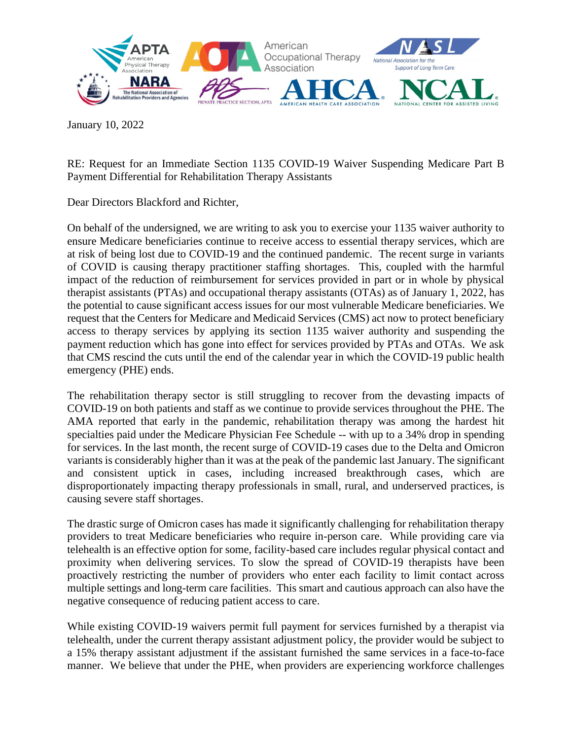January 10, 2022

RE: Request for an Immediate Section 1135 COVID-19 Waiver Suspending Medicare Part B Payment Differential for Rehabilitation Therapy Assistants

Dear Directors Blackford and Richter,

On behalf of the undersigned, we are writing to ask you to exercise your 1135 waiver authority to ensure Medicare beneficiaries continue to receive access to essential therapy services, which are at risk of being lost due to COVID-19 and the continued pandemic. The recent surge in variants of COVID is causing therapy practitioner staffing shortages. This, coupled with the harmful impact of the reduction of reimbursement for services provided in part or in whole by physical therapist assistants (PTAs) and occupational therapy assistants (OTAs) as of January 1, 2022, has the potential to cause significant access issues for our most vulnerable Medicare beneficiaries. We request that the Centers for Medicare and Medicaid Services (CMS) act now to protect beneficiary access to therapy services by applying its section 1135 waiver authority and suspending the payment reduction which has gone into effect for services provided by PTAs and OTAs. We ask that CMS rescind the cuts until the end of the calendar year in which the COVID-19 public health emergency (PHE) ends.

The rehabilitation therapy sector is still struggling to recover from the devasting impacts of COVID-19 on both patients and staff as we continue to provide services throughout the PHE. The AMA reported that early in the pandemic, rehabilitation therapy was among the hardest hit specialties paid under the Medicare Physician Fee Schedule -- with up to a 34% drop in spending for services. In the last month, the recent surge of COVID-19 cases due to the Delta and Omicron variants is considerably higher than it was at the peak of the pandemic last January. The significant and consistent uptick in cases, including increased breakthrough cases, which are disproportionately impacting therapy professionals in small, rural, and underserved practices, is causing severe staff shortages.

The drastic surge of Omicron cases has made it significantly challenging for rehabilitation therapy providers to treat Medicare beneficiaries who require in-person care. While providing care via telehealth is an effective option for some, facility-based care includes regular physical contact and proximity when delivering services. To slow the spread of COVID-19 therapists have been proactively restricting the number of providers who enter each facility to limit contact across multiple settings and long-term care facilities. This smart and cautious approach can also have the negative consequence of reducing patient access to care.

While existing COVID-19 waivers permit full payment for services furnished by a therapist via telehealth, under the current therapy assistant adjustment policy, the provider would be subject to a 15% therapy assistant adjustment if the assistant furnished the same services in a face-to-face manner. We believe that under the PHE, when providers are experiencing workforce challenges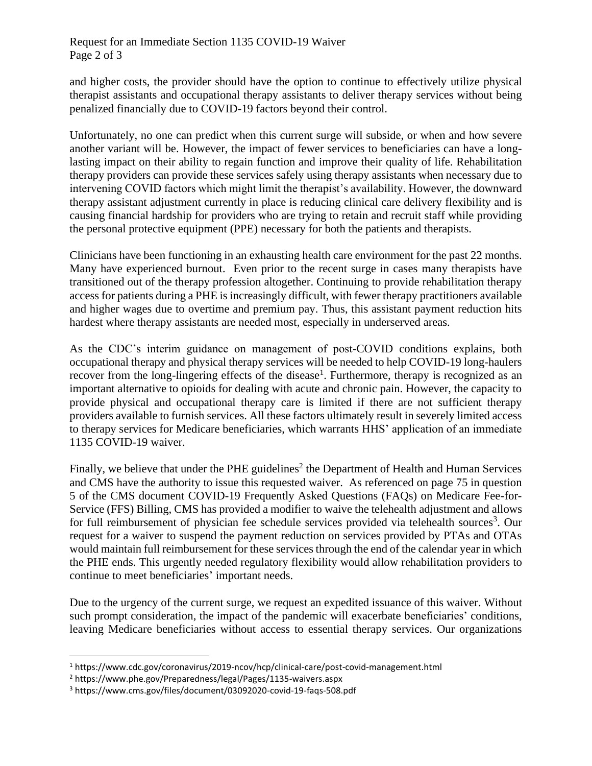and higher costs, the provider should have the option to continue to effectively utilize physical therapist assistants and occupational therapy assistants to deliver therapy services without being penalized financially due to COVID-19 factors beyond their control.

Unfortunately, no one can predict when this current surge will subside, or when and how severe another variant will be. However, the impact of fewer services to beneficiaries can have a long-lasting impact on their ability to regain function and improve their quality of life. Rehabilitation therapy providers can provide these services safely using therapy assistants when necessary due to intervening COVID factors which might limit the therapist's availability. However, the downward therapy assistant adjustment currently in place is reducing clinical care delivery flexibility and is causing financial hardship for providers who are trying to retain and recruit staff while providing the personal protective equipment (PPE) necessary for both the patients and therapists.

Clinicians have been functioning in an exhausting health care environment for the past 22 months. Many have experienced burnout. Even prior to the recent surge in cases many therapists have transitioned out of the therapy profession altogether. Continuing to provide rehabilitation therapy access for patients during a PHE is increasingly difficult, with fewer therapy practitioners available and higher wages due to overtime and premium pay. Thus, this assistant payment reduction hits hardest where therapy assistants are needed most, especially in underserved areas.

As the CDC's interim guidance on management of post-COVID conditions explains, both occupational therapy and physical therapy services will be needed to help COVID-19 long-haulers recover from the long-lingering effects of the disease[1]. Furthermore, therapy is recognized as an important alternative to opioids for dealing with acute and chronic pain. However, the capacity to provide physical and occupational therapy care is limited if there are not sufficient therapy providers available to furnish services. All these factors ultimately result in severely limited access to therapy services for Medicare beneficiaries, which warrants HHS' application of an immediate 1135 COVID-19 waiver.

Finally, we believe that under the PHE guidelines[2] the Department of Health and Human Services and CMS have the authority to issue this requested waiver. As referenced on page 75 in question 5 of the CMS document COVID-19 Frequently Asked Questions (FAQs) on Medicare Fee-for-Service (FFS) Billing, CMS has provided a modifier to waive the telehealth adjustment and allows for full reimbursement of physician fee schedule services provided via telehealth sources[3]. Our request for a waiver to suspend the payment reduction on services provided by PTAs and OTAs would maintain full reimbursement for these services through the end of the calendar year in which the PHE ends. This urgently needed regulatory flexibility would allow rehabilitation providers to continue to meet beneficiaries' important needs.

Due to the urgency of the current surge, we request an expedited issuance of this waiver. Without such prompt consideration, the impact of the pandemic will exacerbate beneficiaries' conditions, leaving Medicare beneficiaries without access to essential therapy services. Our organizations

---

[1] https://www.cdc.gov/coronavirus/2019-ncov/hcp/clinical-care/post-covid-management.html

[2] https://www.phe.gov/Preparedness/legal/Pages/1135-waivers.aspx

[3] https://www.cms.gov/files/document/03092020-covid-19-faqs-508.pdf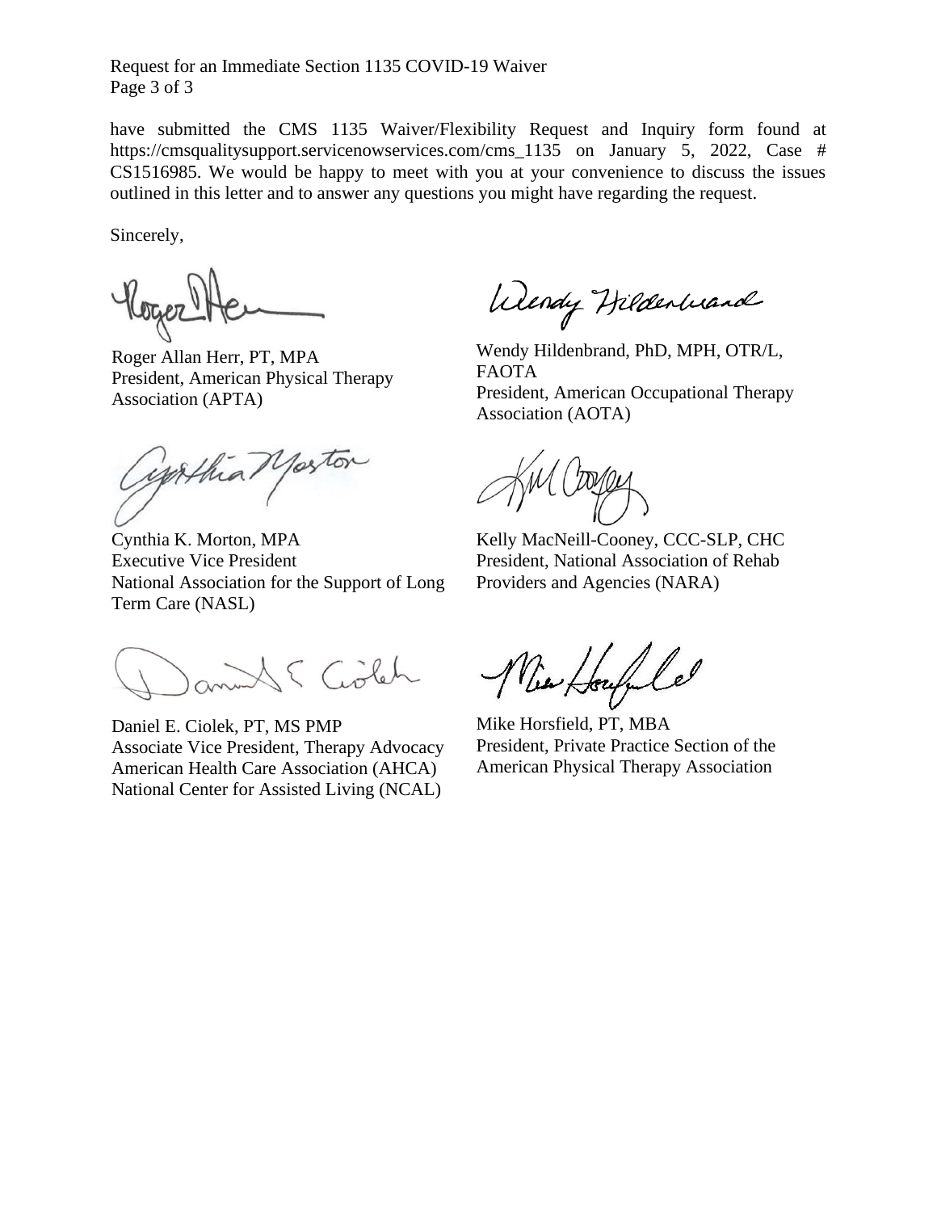have submitted the CMS 1135 Waiver/Flexibility Request and Inquiry form found at https://cmsqualitysupport.servicenowservices.com/cms_1135 on January 5, 2022, Case # CS1516985. We would be happy to meet with you at your convenience to discuss the issues outlined in this letter and to answer any questions you might have regarding the request.

Sincerely,

Roger Allan Herr, PT, MPA
President, American Physical Therapy Association (APTA)

Wendy Hildenbrand, PhD, MPH, OTR/L, FAOTA
President, American Occupational Therapy Association (AOTA)

Cynthia K. Morton, MPA
Executive Vice President
National Association for the Support of Long Term Care (NASL)

Kelly MacNeill-Cooney, CCC-SLP, CHC
President, National Association of Rehab Providers and Agencies (NARA)

Daniel E. Ciolek, PT, MS PMP
Associate Vice President, Therapy Advocacy
American Health Care Association (AHCA)
National Center for Assisted Living (NCAL)

Mike Horsfield, PT, MBA
President, Private Practice Section of the American Physical Therapy Association